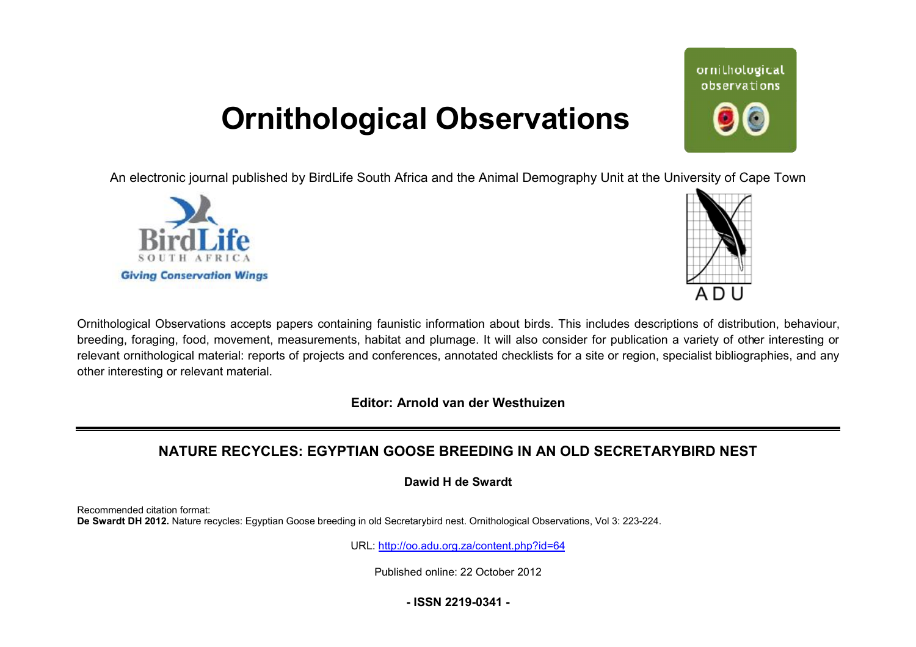# Ornithological Observations

An electronic journal published by BirdLife South Africa and the Animal Demography Unit at the University of Cape Town

Ornithological Observations accepts papers containing faunistic information about birds. This includes descriptions of distribution, behaviour, breeding, foraging, food, movement, measurements, habitat and plumage. It will also consider for publication a variety of other interesting or relevant ornithological material: reports of projects and conferences, annotated checklists for a site or region, specialist bibliographies, and any other interesting or relevant material.

**Editor: Arnold van der Westhuizen**

## NATURE RECYCLES: EGYPTIAN GOOSE BREEDING IN AN OLD SECRETARYBIRD NEST

**Dawid H de Swardt**

Recommended citation format:
**De Swardt DH 2012.** Nature recycles: Egyptian Goose breeding in old Secretarybird nest. Ornithological Observations, Vol 3: 223-224.

URL: http://oo.adu.org.za/content.php?id=64

Published online: 22 October 2012

**- ISSN 2219-0341 -**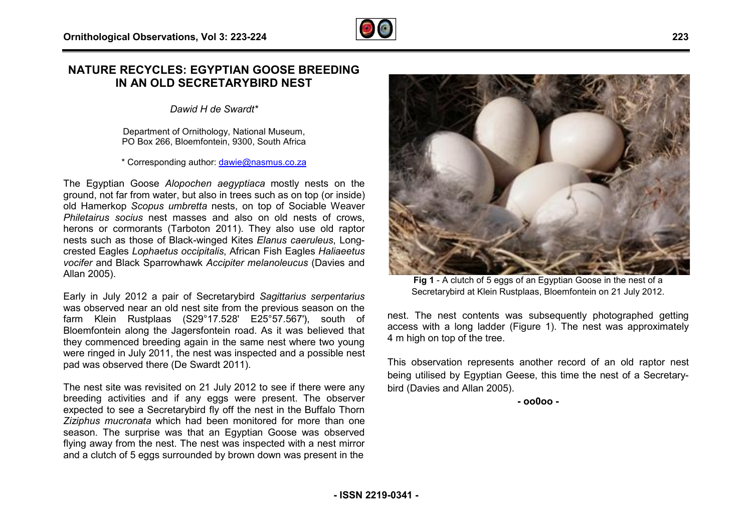# NATURE RECYCLES: EGYPTIAN GOOSE BREEDING IN AN OLD SECRETARYBIRD NEST

*Dawid H de Swardt\**

Department of Ornithology, National Museum,
PO Box 266, Bloemfontein, 9300, South Africa

\* Corresponding author: dawie@nasmus.co.za

The Egyptian Goose *Alopochen aegyptiaca* mostly nests on the ground, not far from water, but also in trees such as on top (or inside) old Hamerkop *Scopus umbretta* nests, on top of Sociable Weaver *Philetairus socius* nest masses and also on old nests of crows, herons or cormorants (Tarboton 2011). They also use old raptor nests such as those of Black-winged Kites *Elanus caeruleus*, Long-crested Eagles *Lophaetus occipitalis*, African Fish Eagles *Haliaeetus vocifer* and Black Sparrowhawk *Accipiter melanoleucus* (Davies and Allan 2005).

Early in July 2012 a pair of Secretarybird *Sagittarius serpentarius* was observed near an old nest site from the previous season on the farm Klein Rustplaas (S29°17.528' E25°57.567'), south of Bloemfontein along the Jagersfontein road. As it was believed that they commenced breeding again in the same nest where two young were ringed in July 2011, the nest was inspected and a possible nest pad was observed there (De Swardt 2011).

The nest site was revisited on 21 July 2012 to see if there were any breeding activities and if any eggs were present. The observer expected to see a Secretarybird fly off the nest in the Buffalo Thorn *Ziziphus mucronata* which had been monitored for more than one season. The surprise was that an Egyptian Goose was observed flying away from the nest. The nest was inspected with a nest mirror and a clutch of 5 eggs surrounded by brown down was present in the nest. The nest contents was subsequently photographed getting access with a long ladder (Figure 1). The nest was approximately 4 m high on top of the tree.

**Fig 1** - A clutch of 5 eggs of an Egyptian Goose in the nest of a Secretarybird at Klein Rustplaas, Bloemfontein on 21 July 2012.

This observation represents another record of an old raptor nest being utilised by Egyptian Geese, this time the nest of a Secretary-bird (Davies and Allan 2005).

**- oo0oo -**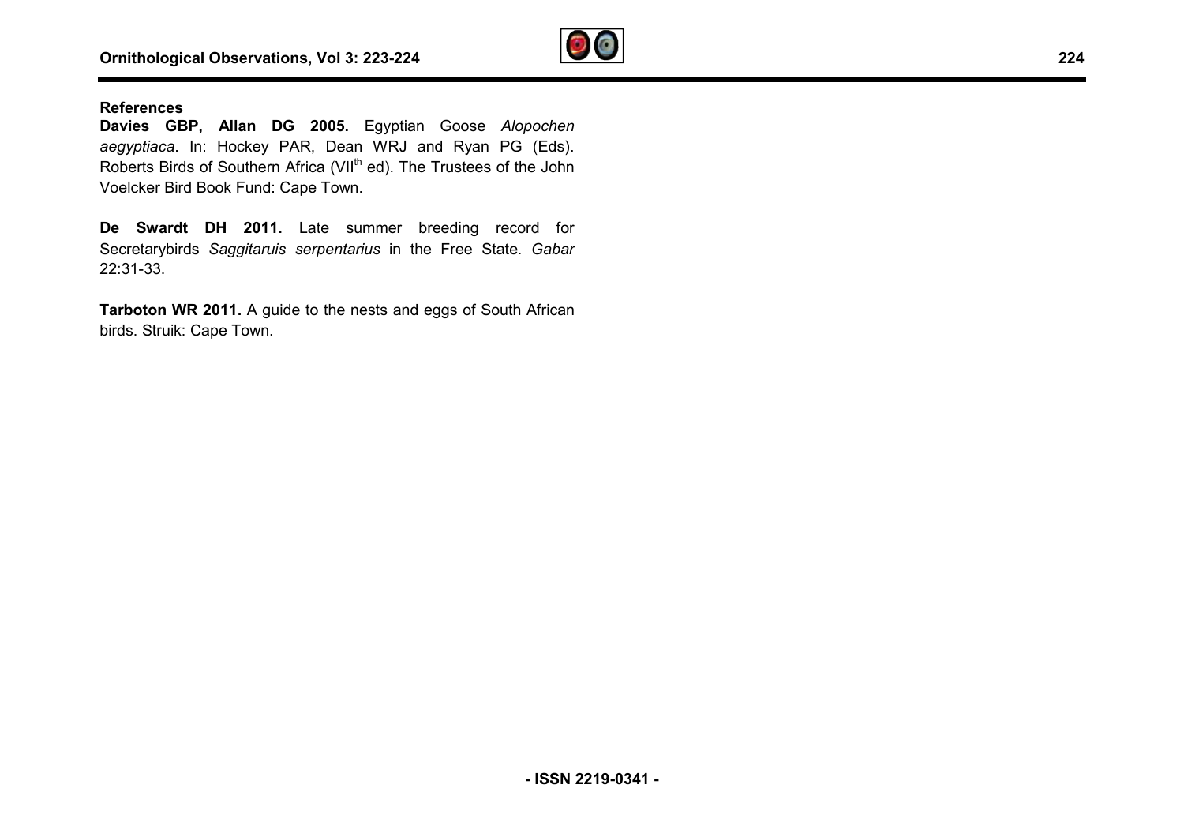## References

**Davies GBP, Allan DG 2005.** Egyptian Goose *Alopochen aegyptiaca*. In: Hockey PAR, Dean WRJ and Ryan PG (Eds). Roberts Birds of Southern Africa (VII$^{th}$ ed). The Trustees of the John Voelcker Bird Book Fund: Cape Town.

**De Swardt DH 2011.** Late summer breeding record for Secretarybirds *Saggitaruis serpentarius* in the Free State. *Gabar* 22:31-33.

**Tarboton WR 2011.** A guide to the nests and eggs of South African birds. Struik: Cape Town.